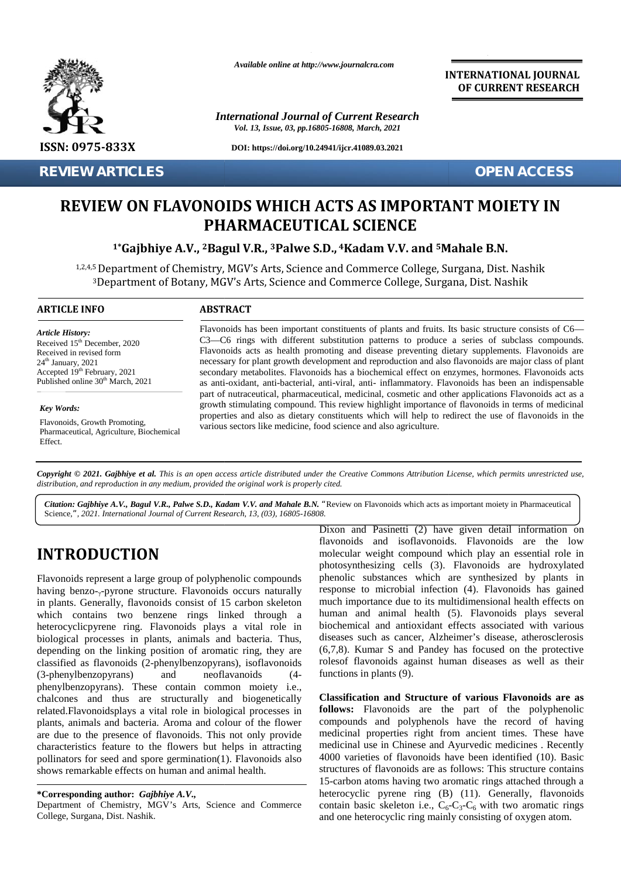REVIEW ARTICLES

OPEN ACCESS

# REVIEW ON FLAVONOIDS WHICH ACTS AS IMPORTANT MOIETY IN PHARMACEUTICAL SCIENCE

[1*]Gajbhiye A.V., [2]Bagul V.R., [3]Palwe S.D., [4]Kadam V.V. and [5]Mahale B.N.

[1,2,4,5] Department of Chemistry, MGV's Arts, Science and Commerce College, Surgana, Dist. Nashik
[3]Department of Botany, MGV's Arts, Science and Commerce College, Surgana, Dist. Nashik

**ARTICLE INFO**

*Article History:*
Received 15th December, 2020
Received in revised form
24th January, 2021
Accepted 19th February, 2021
Published online 30th March, 2021

*Key Words:*

Flavonoids, Growth Promoting, Pharmaceutical, Agriculture, Biochemical Effect.

**ABSTRACT**

Flavonoids has been important constituents of plants and fruits. Its basic structure consists of C6—C3—C6 rings with different substitution patterns to produce a series of subclass compounds. Flavonoids acts as health promoting and disease preventing dietary supplements. Flavonoids are necessary for plant growth development and reproduction and also flavonoids are major class of plant secondary metabolites. Flavonoids has a biochemical effect on enzymes, hormones. Flavonoids acts as anti-oxidant, anti-bacterial, anti-viral, anti- inflammatory. Flavonoids has been an indispensable part of nutraceutical, pharmaceutical, medicinal, cosmetic and other applications Flavonoids act as a growth stimulating compound. This review highlight importance of flavonoids in terms of medicinal properties and also as dietary constituents which will help to redirect the use of flavonoids in the various sectors like medicine, food science and also agriculture.

*Copyright © 2021. Gajbhiye et al. This is an open access article distributed under the Creative Commons Attribution License, which permits unrestricted use, distribution, and reproduction in any medium, provided the original work is properly cited.*

*Citation: Gajbhiye A.V., Bagul V.R., Palwe S.D., Kadam V.V. and Mahale B.N.* "Review on Flavonoids which acts as important moiety in Pharmaceutical Science,", *2021. International Journal of Current Research, 13, (03), 16805-16808.*

## INTRODUCTION

Flavonoids represent a large group of polyphenolic compounds having benzo-$_{\gamma}$-pyrone structure. Flavonoids occurs naturally in plants. Generally, flavonoids consist of 15 carbon skeleton which contains two benzene rings linked through a heterocyclicpyrene ring. Flavonoids plays a vital role in biological processes in plants, animals and bacteria. Thus, depending on the linking position of aromatic ring, they are classified as flavonoids (2-phenylbenzopyrans), isoflavonoids (3-phenylbenzopyrans) and neoflavanoids (4-phenylbenzopyrans). These contain common moiety i.e., chalcones and thus are structurally and biogenetically related.Flavonoidsplays a vital role in biological processes in plants, animals and bacteria. Aroma and colour of the flower are due to the presence of flavonoids. This not only provide characteristics feature to the flowers but helps in attracting pollinators for seed and spore germination(1). Flavonoids also shows remarkable effects on human and animal health.

Dixon and Pasinetti (2) have given detail information on flavonoids and isoflavonoids. Flavonoids are the low molecular weight compound which play an essential role in photosynthesizing cells (3). Flavonoids are hydroxylated phenolic substances which are synthesized by plants in response to microbial infection (4). Flavonoids has gained much importance due to its multidimensional health effects on human and animal health (5). Flavonoids plays several biochemical and antioxidant effects associated with various diseases such as cancer, Alzheimer's disease, atherosclerosis (6,7,8). Kumar S and Pandey has focused on the protective rolesof flavonoids against human diseases as well as their functions in plants (9).

**Classification and Structure of various Flavonoids are as follows:** Flavonoids are the part of the polyphenolic compounds and polyphenols have the record of having medicinal properties right from ancient times. These have medicinal use in Chinese and Ayurvedic medicines . Recently 4000 varieties of flavonoids have been identified (10). Basic structures of flavonoids are as follows: This structure contains 15-carbon atoms having two aromatic rings attached through a heterocyclic pyrene ring (B) (11). Generally, flavonoids contain basic skeleton i.e., $C_6$-$C_3$-$C_6$ with two aromatic rings and one heterocyclic ring mainly consisting of oxygen atom.

**\*Corresponding author: *Gajbhiye A.V.,***
Department of Chemistry, MGV's Arts, Science and Commerce College, Surgana, Dist. Nashik.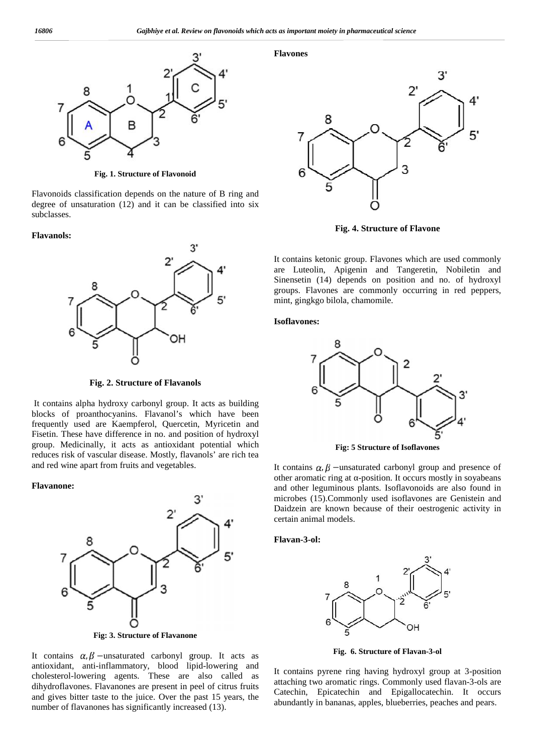Fig. 1. Structure of Flavonoid

Flavonoids classification depends on the nature of B ring and degree of unsaturation (12) and it can be classified into six subclasses.

**Flavanols:**

Fig. 2. Structure of Flavanols

It contains alpha hydroxy carbonyl group. It acts as building blocks of proanthocyanins. Flavanol's which have been frequently used are Kaempferol, Quercetin, Myricetin and Fisetin. These have difference in no. and position of hydroxyl group. Medicinally, it acts as antioxidant potential which reduces risk of vascular disease. Mostly, flavanols' are rich tea and red wine apart from fruits and vegetables.

**Flavanone:**

Fig: 3. Structure of Flavanone

It contains $\alpha, \beta$ −unsaturated carbonyl group. It acts as antioxidant, anti-inflammatory, blood lipid-lowering and cholesterol-lowering agents. These are also called as dihydroflavones. Flavanones are present in peel of citrus fruits and gives bitter taste to the juice. Over the past 15 years, the number of flavanones has significantly increased (13).

**Flavones**

Fig. 4. Structure of Flavone

It contains ketonic group. Flavones which are used commonly are Luteolin, Apigenin and Tangeretin, Nobiletin and Sinensetin (14) depends on position and no. of hydroxyl groups. Flavones are commonly occurring in red peppers, mint, gingkgo bilola, chamomile.

**Isoflavones:**

Fig: 5 Structure of Isoflavones

It contains $\alpha, \beta$ −unsaturated carbonyl group and presence of other aromatic ring at α-position. It occurs mostly in soyabeans and other leguminous plants. Isoflavonoids are also found in microbes (15).Commonly used isoflavones are Genistein and Daidzein are known because of their oestrogenic activity in certain animal models.

**Flavan-3-ol:**

Fig. 6. Structure of Flavan-3-ol

It contains pyrene ring having hydroxyl group at 3-position attaching two aromatic rings. Commonly used flavan-3-ols are Catechin, Epicatechin and Epigallocatechin. It occurs abundantly in bananas, apples, blueberries, peaches and pears.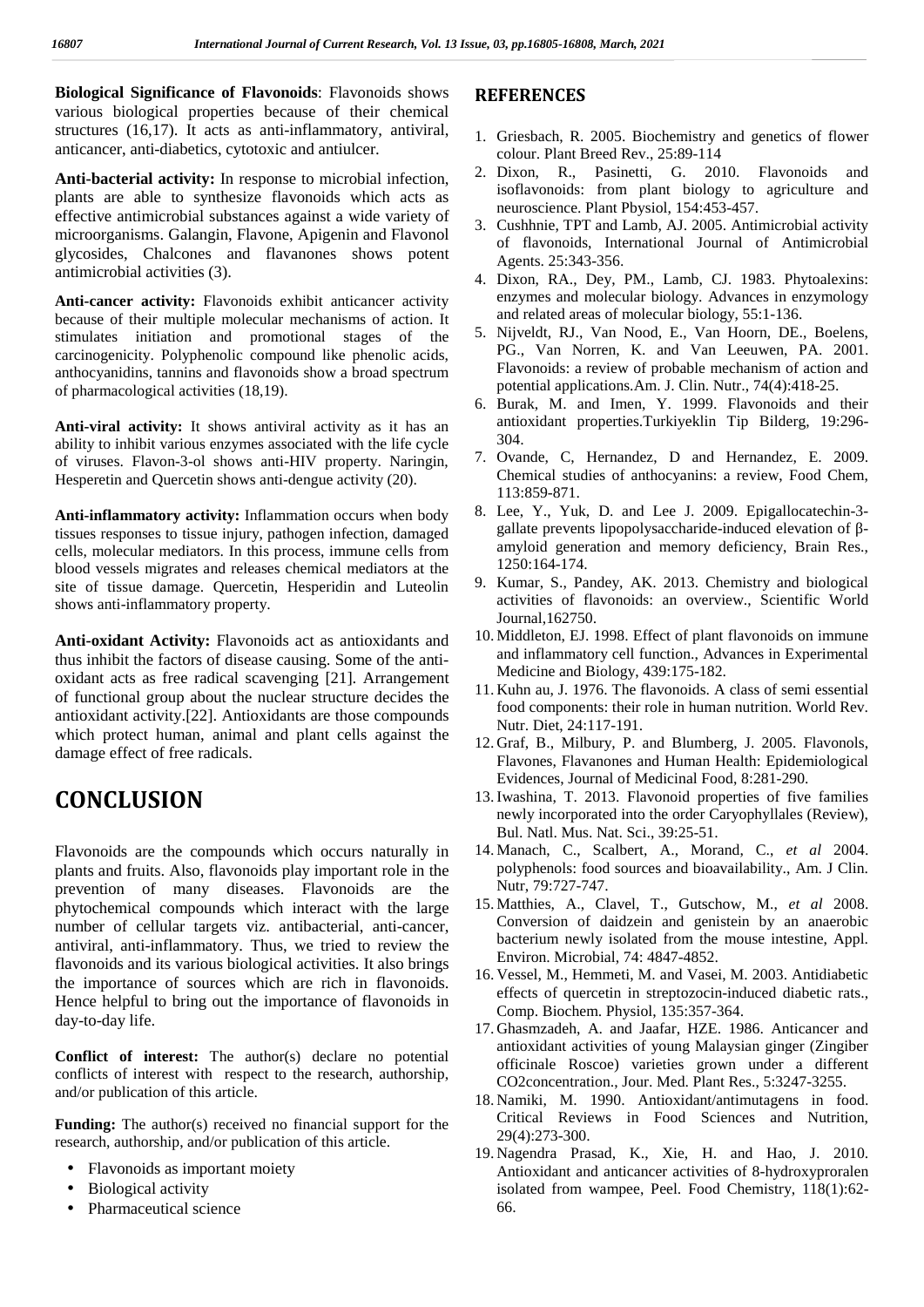**Biological Significance of Flavonoids**: Flavonoids shows various biological properties because of their chemical structures (16,17). It acts as anti-inflammatory, antiviral, anticancer, anti-diabetics, cytotoxic and antiulcer.

**Anti-bacterial activity:** In response to microbial infection, plants are able to synthesize flavonoids which acts as effective antimicrobial substances against a wide variety of microorganisms. Galangin, Flavone, Apigenin and Flavonol glycosides, Chalcones and flavanones shows potent antimicrobial activities (3).

**Anti-cancer activity:** Flavonoids exhibit anticancer activity because of their multiple molecular mechanisms of action. It stimulates initiation and promotional stages of the carcinogenicity. Polyphenolic compound like phenolic acids, anthocyanidins, tannins and flavonoids show a broad spectrum of pharmacological activities (18,19).

**Anti-viral activity:** It shows antiviral activity as it has an ability to inhibit various enzymes associated with the life cycle of viruses. Flavon-3-ol shows anti-HIV property. Naringin, Hesperetin and Quercetin shows anti-dengue activity (20).

**Anti-inflammatory activity:** Inflammation occurs when body tissues responses to tissue injury, pathogen infection, damaged cells, molecular mediators. In this process, immune cells from blood vessels migrates and releases chemical mediators at the site of tissue damage. Quercetin, Hesperidin and Luteolin shows anti-inflammatory property.

**Anti-oxidant Activity:** Flavonoids act as antioxidants and thus inhibit the factors of disease causing. Some of the anti-oxidant acts as free radical scavenging [21]. Arrangement of functional group about the nuclear structure decides the antioxidant activity.[22]. Antioxidants are those compounds which protect human, animal and plant cells against the damage effect of free radicals.

# CONCLUSION

Flavonoids are the compounds which occurs naturally in plants and fruits. Also, flavonoids play important role in the prevention of many diseases. Flavonoids are the phytochemical compounds which interact with the large number of cellular targets viz. antibacterial, anti-cancer, antiviral, anti-inflammatory. Thus, we tried to review the flavonoids and its various biological activities. It also brings the importance of sources which are rich in flavonoids. Hence helpful to bring out the importance of flavonoids in day-to-day life.

**Conflict of interest:** The author(s) declare no potential conflicts of interest with respect to the research, authorship, and/or publication of this article.

**Funding:** The author(s) received no financial support for the research, authorship, and/or publication of this article.

- Flavonoids as important moiety
- Biological activity
- Pharmaceutical science

## REFERENCES

1. Griesbach, R. 2005. Biochemistry and genetics of flower colour. Plant Breed Rev., 25:89-114
2. Dixon, R., Pasinetti, G. 2010. Flavonoids and isoflavonoids: from plant biology to agriculture and neuroscience. Plant Pbysiol, 154:453-457.
3. Cushhnie, TPT and Lamb, AJ. 2005. Antimicrobial activity of flavonoids, International Journal of Antimicrobial Agents. 25:343-356.
4. Dixon, RA., Dey, PM., Lamb, CJ. 1983. Phytoalexins: enzymes and molecular biology. Advances in enzymology and related areas of molecular biology, 55:1-136.
5. Nijveldt, RJ., Van Nood, E., Van Hoorn, DE., Boelens, PG., Van Norren, K. and Van Leeuwen, PA. 2001. Flavonoids: a review of probable mechanism of action and potential applications.Am. J. Clin. Nutr., 74(4):418-25.
6. Burak, M. and Imen, Y. 1999. Flavonoids and their antioxidant properties.Turkiyeklin Tip Bilderg, 19:296-304.
7. Ovande, C, Hernandez, D and Hernandez, E. 2009. Chemical studies of anthocyanins: a review, Food Chem, 113:859-871.
8. Lee, Y., Yuk, D. and Lee J. 2009. Epigallocatechin-3-gallate prevents lipopolysaccharide-induced elevation of β-amyloid generation and memory deficiency, Brain Res., 1250:164-174.
9. Kumar, S., Pandey, AK. 2013. Chemistry and biological activities of flavonoids: an overview., Scientific World Journal,162750.
10. Middleton, EJ. 1998. Effect of plant flavonoids on immune and inflammatory cell function., Advances in Experimental Medicine and Biology, 439:175-182.
11. Kuhn au, J. 1976. The flavonoids. A class of semi essential food components: their role in human nutrition. World Rev. Nutr. Diet, 24:117-191.
12. Graf, B., Milbury, P. and Blumberg, J. 2005. Flavonols, Flavones, Flavanones and Human Health: Epidemiological Evidences, Journal of Medicinal Food, 8:281-290.
13. Iwashina, T. 2013. Flavonoid properties of five families newly incorporated into the order Caryophyllales (Review), Bul. Natl. Mus. Nat. Sci., 39:25-51.
14. Manach, C., Scalbert, A., Morand, C., *et al* 2004. polyphenols: food sources and bioavailability., Am. J Clin. Nutr, 79:727-747.
15. Matthies, A., Clavel, T., Gutschow, M., *et al* 2008. Conversion of daidzein and genistein by an anaerobic bacterium newly isolated from the mouse intestine, Appl. Environ. Microbial, 74: 4847-4852.
16. Vessel, M., Hemmeti, M. and Vasei, M. 2003. Antidiabetic effects of quercetin in streptozocin-induced diabetic rats., Comp. Biochem. Physiol, 135:357-364.
17. Ghasmzadeh, A. and Jaafar, HZE. 1986. Anticancer and antioxidant activities of young Malaysian ginger (Zingiber officinale Roscoe) varieties grown under a different CO2concentration., Jour. Med. Plant Res., 5:3247-3255.
18. Namiki, M. 1990. Antioxidant/antimutagens in food. Critical Reviews in Food Sciences and Nutrition, 29(4):273-300.
19. Nagendra Prasad, K., Xie, H. and Hao, J. 2010. Antioxidant and anticancer activities of 8-hydroxyproralen isolated from wampee, Peel. Food Chemistry, 118(1):62-66.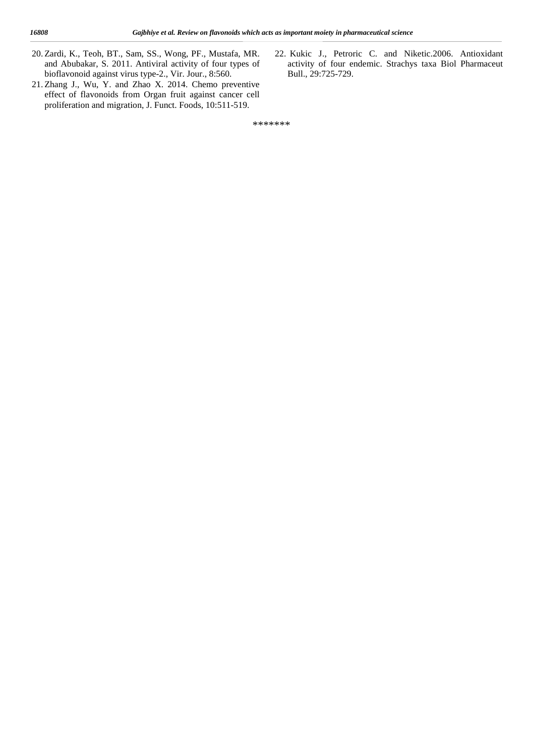20. Zardi, K., Teoh, BT., Sam, SS., Wong, PF., Mustafa, MR. and Abubakar, S. 2011. Antiviral activity of four types of bioflavonoid against virus type-2., Vir. Jour., 8:560.
21. Zhang J., Wu, Y. and Zhao X. 2014. Chemo preventive effect of flavonoids from Organ fruit against cancer cell proliferation and migration, J. Funct. Foods, 10:511-519.
22. Kukic J., Petroric C. and Niketic.2006. Antioxidant activity of four endemic. Strachys taxa Biol Pharmaceut Bull., 29:725-729.

*******